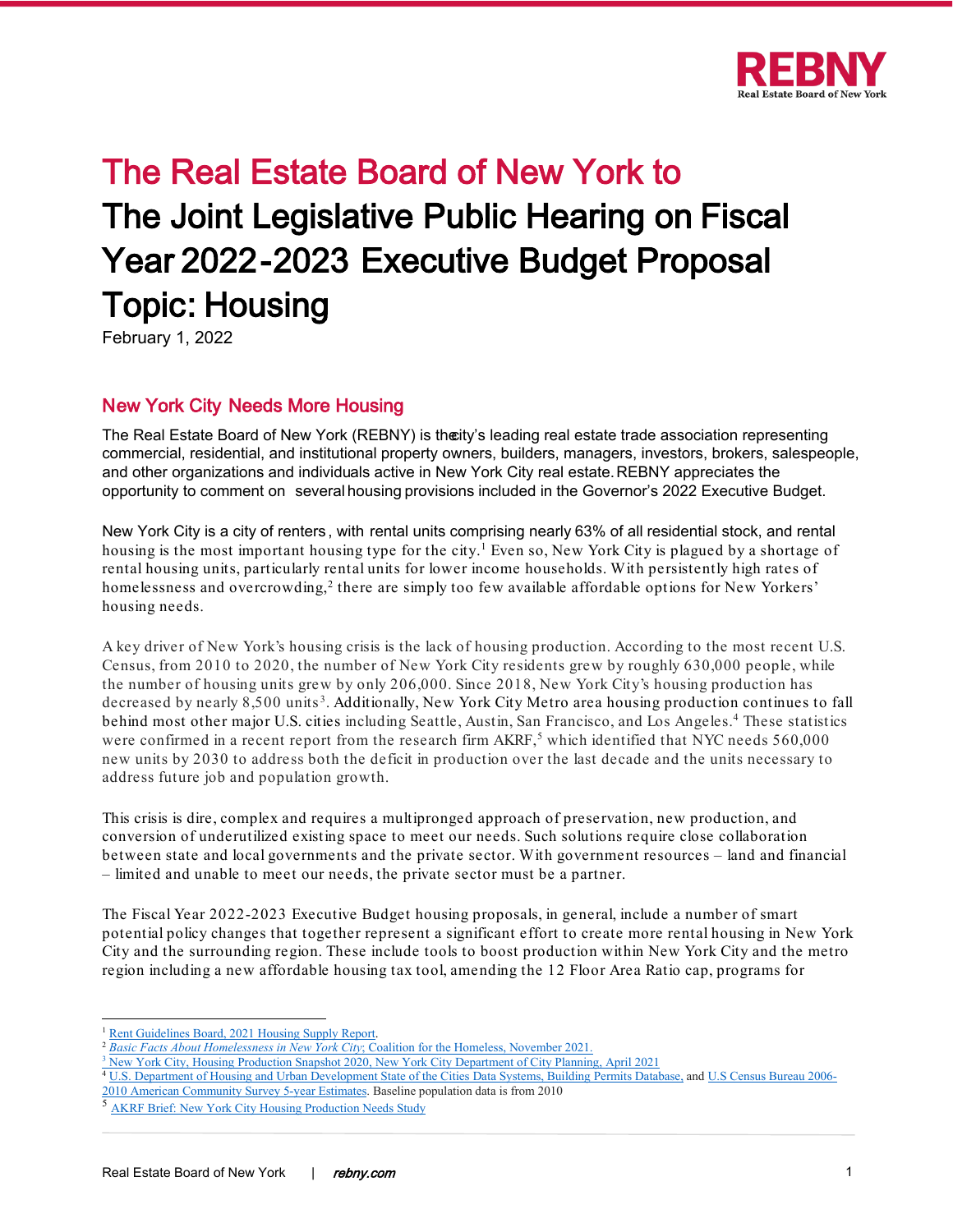# The Real Estate Board of New York to The Joint Legislative Public Hearing on Fiscal Year 2022-2023 Executive Budget Proposal Topic: Housing

February 1, 2022

## New York City Needs More Housing

The Real Estate Board of New York (REBNY) is the city's leading real estate trade association representing commercial, residential, and institutional property owners, builders, managers, investors, brokers, salespeople, and other organizations and individuals active in New York City real estate. REBNY appreciates the opportunity to comment on several housing provisions included in the Governor's 2022 Executive Budget.

New York City is a city of renters, with rental units comprising nearly 63% of all residential stock, and rental housing is the most important housing type for the city.[1] Even so, New York City is plagued by a shortage of rental housing units, particularly rental units for lower income households. With persistently high rates of homelessness and overcrowding,[2] there are simply too few available affordable options for New Yorkers' housing needs.

A key driver of New York's housing crisis is the lack of housing production. According to the most recent U.S. Census, from 2010 to 2020, the number of New York City residents grew by roughly 630,000 people, while the number of housing units grew by only 206,000. Since 2018, New York City's housing production has decreased by nearly 8,500 units[3]. Additionally, New York City Metro area housing production continues to fall behind most other major U.S. cities including Seattle, Austin, San Francisco, and Los Angeles.[4] These statistics were confirmed in a recent report from the research firm AKRF,[5] which identified that NYC needs 560,000 new units by 2030 to address both the deficit in production over the last decade and the units necessary to address future job and population growth.

This crisis is dire, complex and requires a multipronged approach of preservation, new production, and conversion of underutilized existing space to meet our needs. Such solutions require close collaboration between state and local governments and the private sector. With government resources – land and financial – limited and unable to meet our needs, the private sector must be a partner.

The Fiscal Year 2022-2023 Executive Budget housing proposals, in general, include a number of smart potential policy changes that together represent a significant effort to create more rental housing in New York City and the surrounding region. These include tools to boost production within New York City and the metro region including a new affordable housing tax tool, amending the 12 Floor Area Ratio cap, programs for

---

[1] Rent Guidelines Board, 2021 Housing Supply Report.

[2] *Basic Facts About Homelessness in New York City*; Coalition for the Homeless, November 2021.

[3] New York City, Housing Production Snapshot 2020, New York City Department of City Planning, April 2021

[4] U.S. Department of Housing and Urban Development State of the Cities Data Systems, Building Permits Database, and U.S Census Bureau 2006-2010 American Community Survey 5-year Estimates. Baseline population data is from 2010

[5] AKRF Brief: New York City Housing Production Needs Study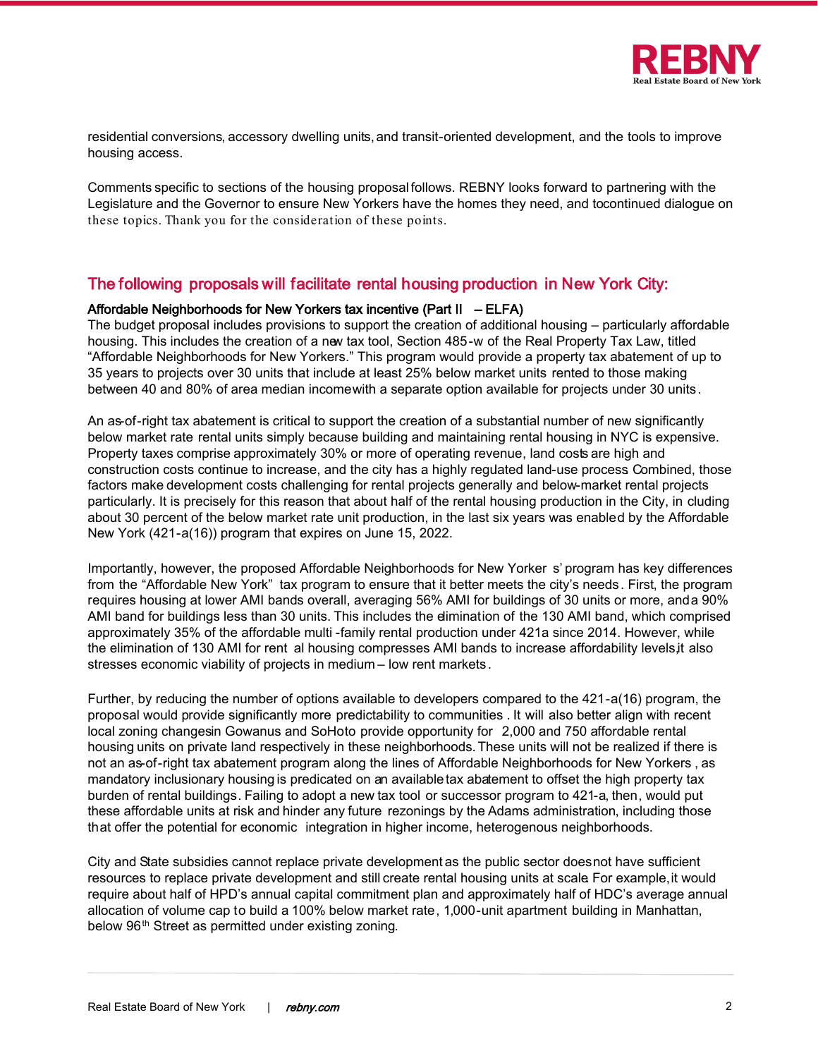residential conversions, accessory dwelling units, and transit-oriented development, and the tools to improve housing access.

Comments specific to sections of the housing proposal follows. REBNY looks forward to partnering with the Legislature and the Governor to ensure New Yorkers have the homes they need, and to continued dialogue on these topics. Thank you for the consideration of these points.

## The following proposals will facilitate rental housing production in New York City:

**Affordable Neighborhoods for New Yorkers tax incentive (Part II – ELFA)**

The budget proposal includes provisions to support the creation of additional housing – particularly affordable housing. This includes the creation of a new tax tool, Section 485-w of the Real Property Tax Law, titled "Affordable Neighborhoods for New Yorkers." This program would provide a property tax abatement of up to 35 years to projects over 30 units that include at least 25% below market units rented to those making between 40 and 80% of area median income with a separate option available for projects under 30 units.

An as-of-right tax abatement is critical to support the creation of a substantial number of new significantly below market rate rental units simply because building and maintaining rental housing in NYC is expensive. Property taxes comprise approximately 30% or more of operating revenue, land costs are high and construction costs continue to increase, and the city has a highly regulated land-use process Combined, those factors make development costs challenging for rental projects generally and below-market rental projects particularly. It is precisely for this reason that about half of the rental housing production in the City, including about 30 percent of the below market rate unit production, in the last six years was enabled by the Affordable New York (421-a(16)) program that expires on June 15, 2022.

Importantly, however, the proposed Affordable Neighborhoods for New Yorkers' program has key differences from the "Affordable New York" tax program to ensure that it better meets the city's needs. First, the program requires housing at lower AMI bands overall, averaging 56% AMI for buildings of 30 units or more, and a 90% AMI band for buildings less than 30 units. This includes the elimination of the 130 AMI band, which comprised approximately 35% of the affordable multi-family rental production under 421a since 2014. However, while the elimination of 130 AMI for rental housing compresses AMI bands to increase affordability levels, it also stresses economic viability of projects in medium – low rent markets.

Further, by reducing the number of options available to developers compared to the 421-a(16) program, the proposal would provide significantly more predictability to communities. It will also better align with recent local zoning changes in Gowanus and SoHo to provide opportunity for 2,000 and 750 affordable rental housing units on private land respectively in these neighborhoods. These units will not be realized if there is not an as-of-right tax abatement program along the lines of Affordable Neighborhoods for New Yorkers, as mandatory inclusionary housing is predicated on an available tax abatement to offset the high property tax burden of rental buildings. Failing to adopt a new tax tool or successor program to 421-a, then, would put these affordable units at risk and hinder any future rezonings by the Adams administration, including those that offer the potential for economic integration in higher income, heterogenous neighborhoods.

City and State subsidies cannot replace private development as the public sector does not have sufficient resources to replace private development and still create rental housing units at scale. For example, it would require about half of HPD's annual capital commitment plan and approximately half of HDC's average annual allocation of volume cap to build a 100% below market rate, 1,000-unit apartment building in Manhattan, below 96th Street as permitted under existing zoning.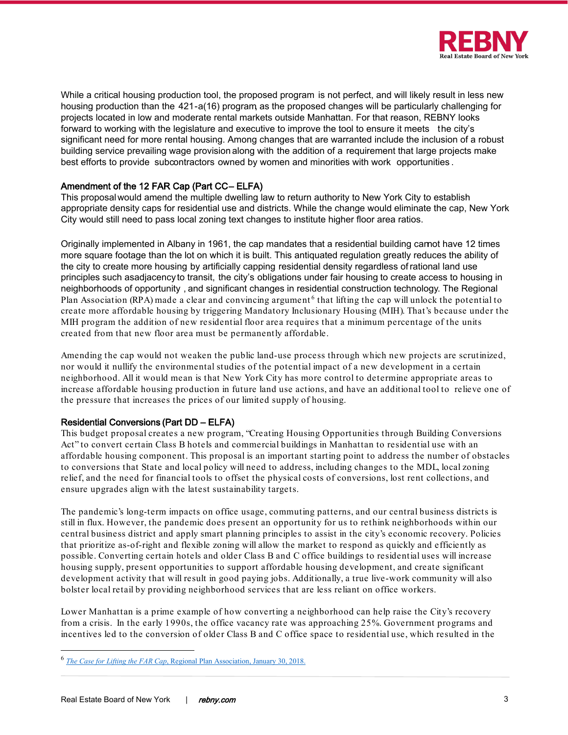While a critical housing production tool, the proposed program is not perfect, and will likely result in less new housing production than the 421-a(16) program, as the proposed changes will be particularly challenging for projects located in low and moderate rental markets outside Manhattan. For that reason, REBNY looks forward to working with the legislature and executive to improve the tool to ensure it meets the city's significant need for more rental housing. Among changes that are warranted include the inclusion of a robust building service prevailing wage provision along with the addition of a requirement that large projects make best efforts to provide subcontractors owned by women and minorities with work opportunities.

### Amendment of the 12 FAR Cap (Part CC– ELFA)

This proposal would amend the multiple dwelling law to return authority to New York City to establish appropriate density caps for residential use and districts. While the change would eliminate the cap, New York City would still need to pass local zoning text changes to institute higher floor area ratios.

Originally implemented in Albany in 1961, the cap mandates that a residential building cannot have 12 times more square footage than the lot on which it is built. This antiquated regulation greatly reduces the ability of the city to create more housing by artificially capping residential density regardless of rational land use principles such as adjacency to transit, the city's obligations under fair housing to create access to housing in neighborhoods of opportunity, and significant changes in residential construction technology. The Regional Plan Association (RPA) made a clear and convincing argument[6] that lifting the cap will unlock the potential to create more affordable housing by triggering Mandatory Inclusionary Housing (MIH). That's because under the MIH program the addition of new residential floor area requires that a minimum percentage of the units created from that new floor area must be permanently affordable.

Amending the cap would not weaken the public land-use process through which new projects are scrutinized, nor would it nullify the environmental studies of the potential impact of a new development in a certain neighborhood. All it would mean is that New York City has more control to determine appropriate areas to increase affordable housing production in future land use actions, and have an additional tool to relieve one of the pressure that increases the prices of our limited supply of housing.

### Residential Conversions (Part DD – ELFA)

This budget proposal creates a new program, "Creating Housing Opportunities through Building Conversions Act" to convert certain Class B hotels and commercial buildings in Manhattan to residential use with an affordable housing component. This proposal is an important starting point to address the number of obstacles to conversions that State and local policy will need to address, including changes to the MDL, local zoning relief, and the need for financial tools to offset the physical costs of conversions, lost rent collections, and ensure upgrades align with the latest sustainability targets.

The pandemic's long-term impacts on office usage, commuting patterns, and our central business districts is still in flux. However, the pandemic does present an opportunity for us to rethink neighborhoods within our central business district and apply smart planning principles to assist in the city's economic recovery. Policies that prioritize as-of-right and flexible zoning will allow the market to respond as quickly and efficiently as possible. Converting certain hotels and older Class B and C office buildings to residential uses will increase housing supply, present opportunities to support affordable housing development, and create significant development activity that will result in good paying jobs. Additionally, a true live-work community will also bolster local retail by providing neighborhood services that are less reliant on office workers.

Lower Manhattan is a prime example of how converting a neighborhood can help raise the City's recovery from a crisis. In the early 1990s, the office vacancy rate was approaching 25%. Government programs and incentives led to the conversion of older Class B and C office space to residential use, which resulted in the

---

[6] *The Case for Lifting the FAR Cap*, Regional Plan Association, January 30, 2018.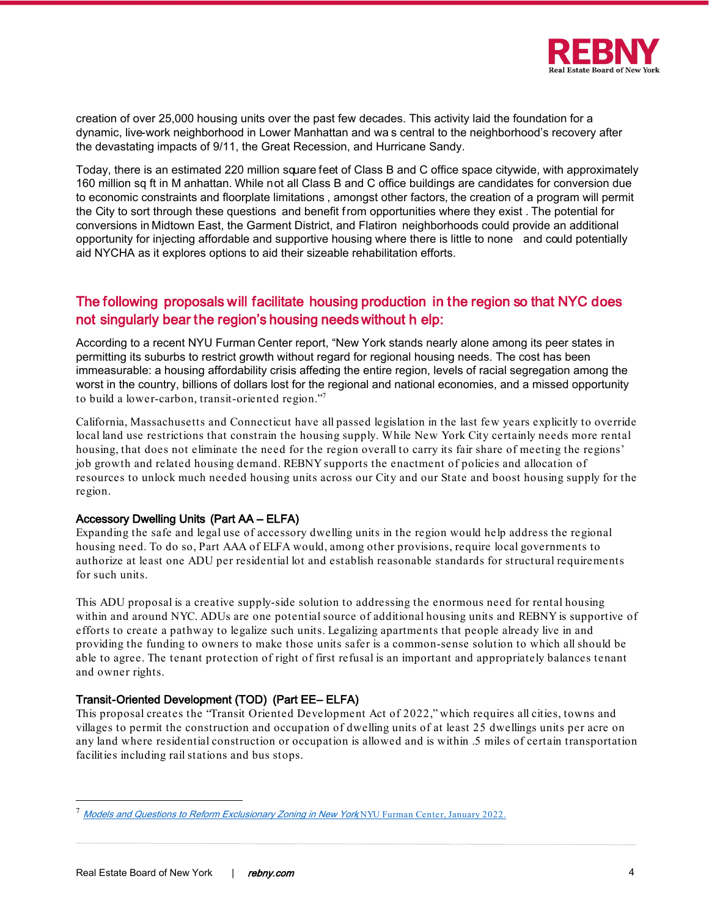creation of over 25,000 housing units over the past few decades. This activity laid the foundation for a dynamic, live-work neighborhood in Lower Manhattan and was central to the neighborhood's recovery after the devastating impacts of 9/11, the Great Recession, and Hurricane Sandy.

Today, there is an estimated 220 million square feet of Class B and C office space citywide, with approximately 160 million sq ft in Manhattan. While not all Class B and C office buildings are candidates for conversion due to economic constraints and floorplate limitations, amongst other factors, the creation of a program will permit the City to sort through these questions and benefit from opportunities where they exist. The potential for conversions in Midtown East, the Garment District, and Flatiron neighborhoods could provide an additional opportunity for injecting affordable and supportive housing where there is little to none and could potentially aid NYCHA as it explores options to aid their sizeable rehabilitation efforts.

## The following proposals will facilitate housing production in the region so that NYC does not singularly bear the region's housing needs without help:

According to a recent NYU Furman Center report, "New York stands nearly alone among its peer states in permitting its suburbs to restrict growth without regard for regional housing needs. The cost has been immeasurable: a housing affordability crisis affecting the entire region, levels of racial segregation among the worst in the country, billions of dollars lost for the regional and national economies, and a missed opportunity to build a lower-carbon, transit-oriented region."[7]

California, Massachusetts and Connecticut have all passed legislation in the last few years explicitly to override local land use restrictions that constrain the housing supply. While New York City certainly needs more rental housing, that does not eliminate the need for the region overall to carry its fair share of meeting the regions' job growth and related housing demand. REBNY supports the enactment of policies and allocation of resources to unlock much needed housing units across our City and our State and boost housing supply for the region.

### Accessory Dwelling Units (Part AA – ELFA)

Expanding the safe and legal use of accessory dwelling units in the region would help address the regional housing need. To do so, Part AAA of ELFA would, among other provisions, require local governments to authorize at least one ADU per residential lot and establish reasonable standards for structural requirements for such units.

This ADU proposal is a creative supply-side solution to addressing the enormous need for rental housing within and around NYC. ADUs are one potential source of additional housing units and REBNY is supportive of efforts to create a pathway to legalize such units. Legalizing apartments that people already live in and providing the funding to owners to make those units safer is a common-sense solution to which all should be able to agree. The tenant protection of right of first refusal is an important and appropriately balances tenant and owner rights.

### Transit-Oriented Development (TOD) (Part EE– ELFA)

This proposal creates the "Transit Oriented Development Act of 2022," which requires all cities, towns and villages to permit the construction and occupation of dwelling units of at least 25 dwellings units per acre on any land where residential construction or occupation is allowed and is within .5 miles of certain transportation facilities including rail stations and bus stops.

---

[7] *Models and Questions to Reform Exclusionary Zoning in New York* NYU Furman Center, January 2022.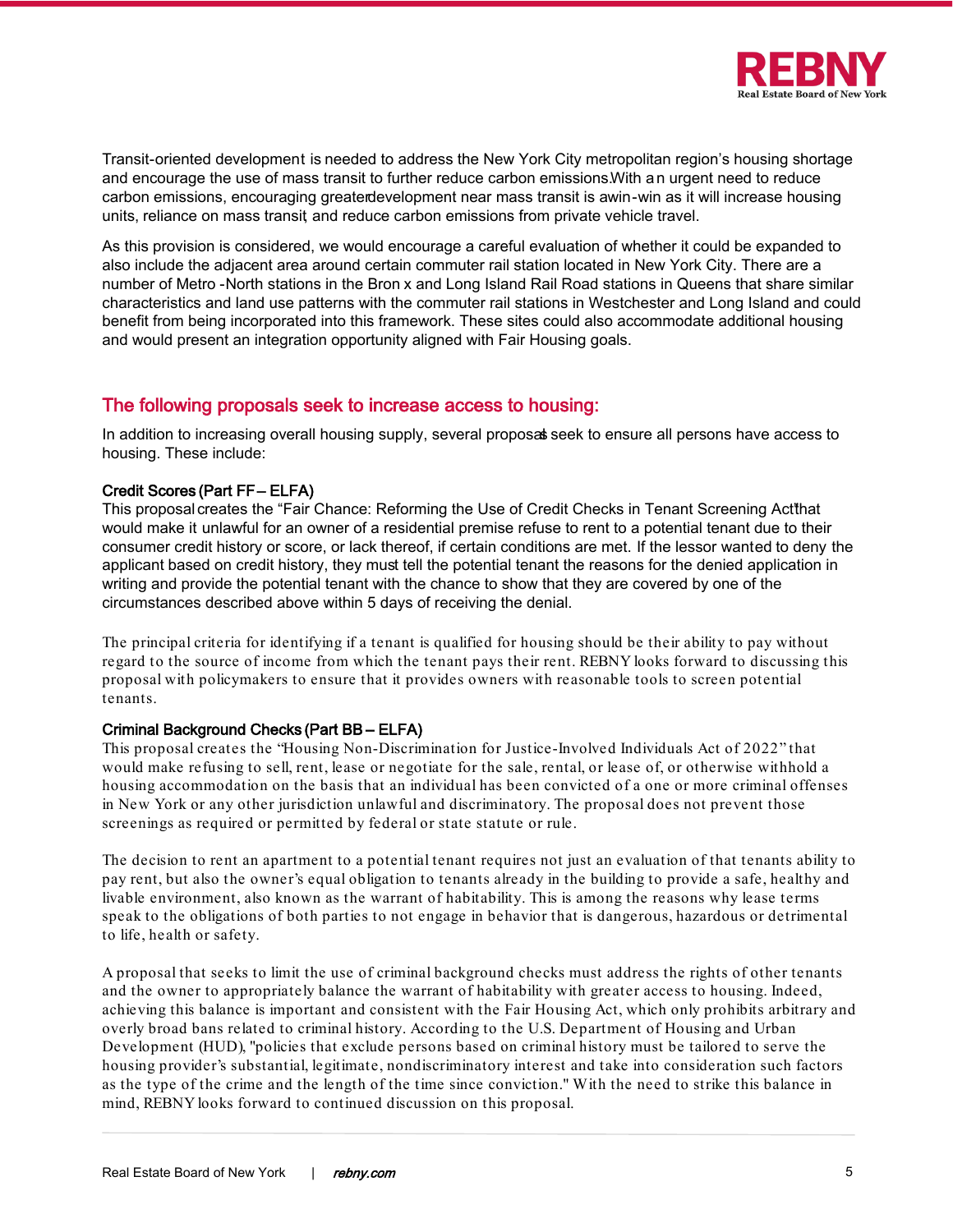Transit-oriented development is needed to address the New York City metropolitan region's housing shortage and encourage the use of mass transit to further reduce carbon emissions. With an urgent need to reduce carbon emissions, encouraging greater development near mass transit is a win-win as it will increase housing units, reliance on mass transit, and reduce carbon emissions from private vehicle travel.

As this provision is considered, we would encourage a careful evaluation of whether it could be expanded to also include the adjacent area around certain commuter rail station located in New York City. There are a number of Metro-North stations in the Bronx and Long Island Rail Road stations in Queens that share similar characteristics and land use patterns with the commuter rail stations in Westchester and Long Island and could benefit from being incorporated into this framework. These sites could also accommodate additional housing and would present an integration opportunity aligned with Fair Housing goals.

## The following proposals seek to increase access to housing:

In addition to increasing overall housing supply, several proposals seek to ensure all persons have access to housing. These include:

### Credit Scores (Part FF – ELFA)

This proposal creates the "Fair Chance: Reforming the Use of Credit Checks in Tenant Screening Act" that would make it unlawful for an owner of a residential premise refuse to rent to a potential tenant due to their consumer credit history or score, or lack thereof, if certain conditions are met. If the lessor wanted to deny the applicant based on credit history, they must tell the potential tenant the reasons for the denied application in writing and provide the potential tenant with the chance to show that they are covered by one of the circumstances described above within 5 days of receiving the denial.

The principal criteria for identifying if a tenant is qualified for housing should be their ability to pay without regard to the source of income from which the tenant pays their rent. REBNY looks forward to discussing this proposal with policymakers to ensure that it provides owners with reasonable tools to screen potential tenants.

### Criminal Background Checks (Part BB – ELFA)

This proposal creates the "Housing Non-Discrimination for Justice-Involved Individuals Act of 2022" that would make refusing to sell, rent, lease or negotiate for the sale, rental, or lease of, or otherwise withhold a housing accommodation on the basis that an individual has been convicted of a one or more criminal offenses in New York or any other jurisdiction unlawful and discriminatory. The proposal does not prevent those screenings as required or permitted by federal or state statute or rule.

The decision to rent an apartment to a potential tenant requires not just an evaluation of that tenants ability to pay rent, but also the owner's equal obligation to tenants already in the building to provide a safe, healthy and livable environment, also known as the warrant of habitability. This is among the reasons why lease terms speak to the obligations of both parties to not engage in behavior that is dangerous, hazardous or detrimental to life, health or safety.

A proposal that seeks to limit the use of criminal background checks must address the rights of other tenants and the owner to appropriately balance the warrant of habitability with greater access to housing. Indeed, achieving this balance is important and consistent with the Fair Housing Act, which only prohibits arbitrary and overly broad bans related to criminal history. According to the U.S. Department of Housing and Urban Development (HUD), "policies that exclude persons based on criminal history must be tailored to serve the housing provider's substantial, legitimate, nondiscriminatory interest and take into consideration such factors as the type of the crime and the length of the time since conviction." With the need to strike this balance in mind, REBNY looks forward to continued discussion on this proposal.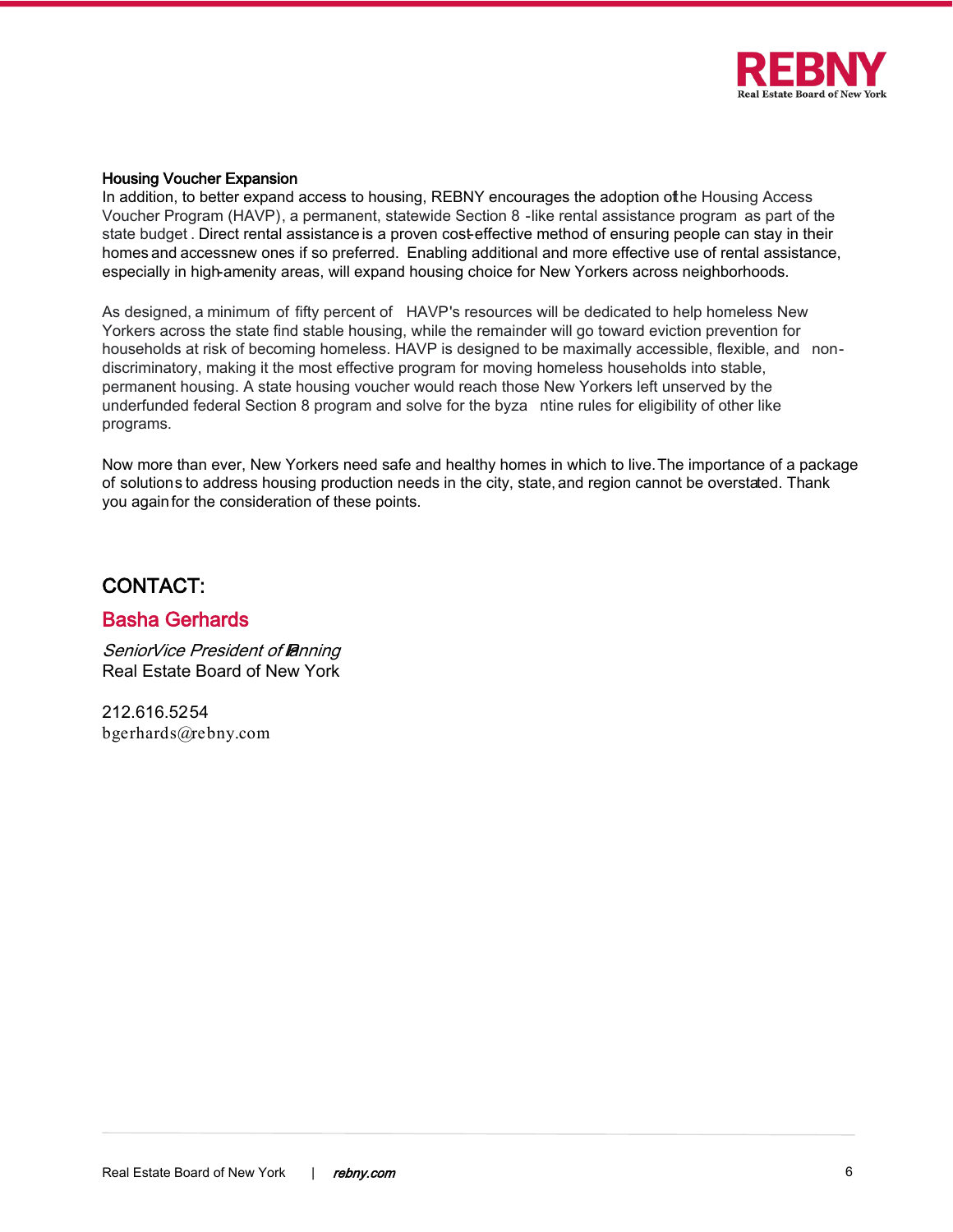**Housing Voucher Expansion**

In addition, to better expand access to housing, REBNY encourages the adoption of the Housing Access Voucher Program (HAVP), a permanent, statewide Section 8 -like rental assistance program as part of the state budget. Direct rental assistance is a proven cost-effective method of ensuring people can stay in their homes and access new ones if so preferred. Enabling additional and more effective use of rental assistance, especially in high-amenity areas, will expand housing choice for New Yorkers across neighborhoods.

As designed, a minimum of fifty percent of HAVP's resources will be dedicated to help homeless New Yorkers across the state find stable housing, while the remainder will go toward eviction prevention for households at risk of becoming homeless. HAVP is designed to be maximally accessible, flexible, and non-discriminatory, making it the most effective program for moving homeless households into stable, permanent housing. A state housing voucher would reach those New Yorkers left unserved by the underfunded federal Section 8 program and solve for the byzantine rules for eligibility of other like programs.

Now more than ever, New Yorkers need safe and healthy homes in which to live. The importance of a package of solutions to address housing production needs in the city, state, and region cannot be overstated. Thank you again for the consideration of these points.

## CONTACT:

### Basha Gerhards

*Senior Vice President of Planning*
Real Estate Board of New York

212.616.5254
bgerhards@rebny.com